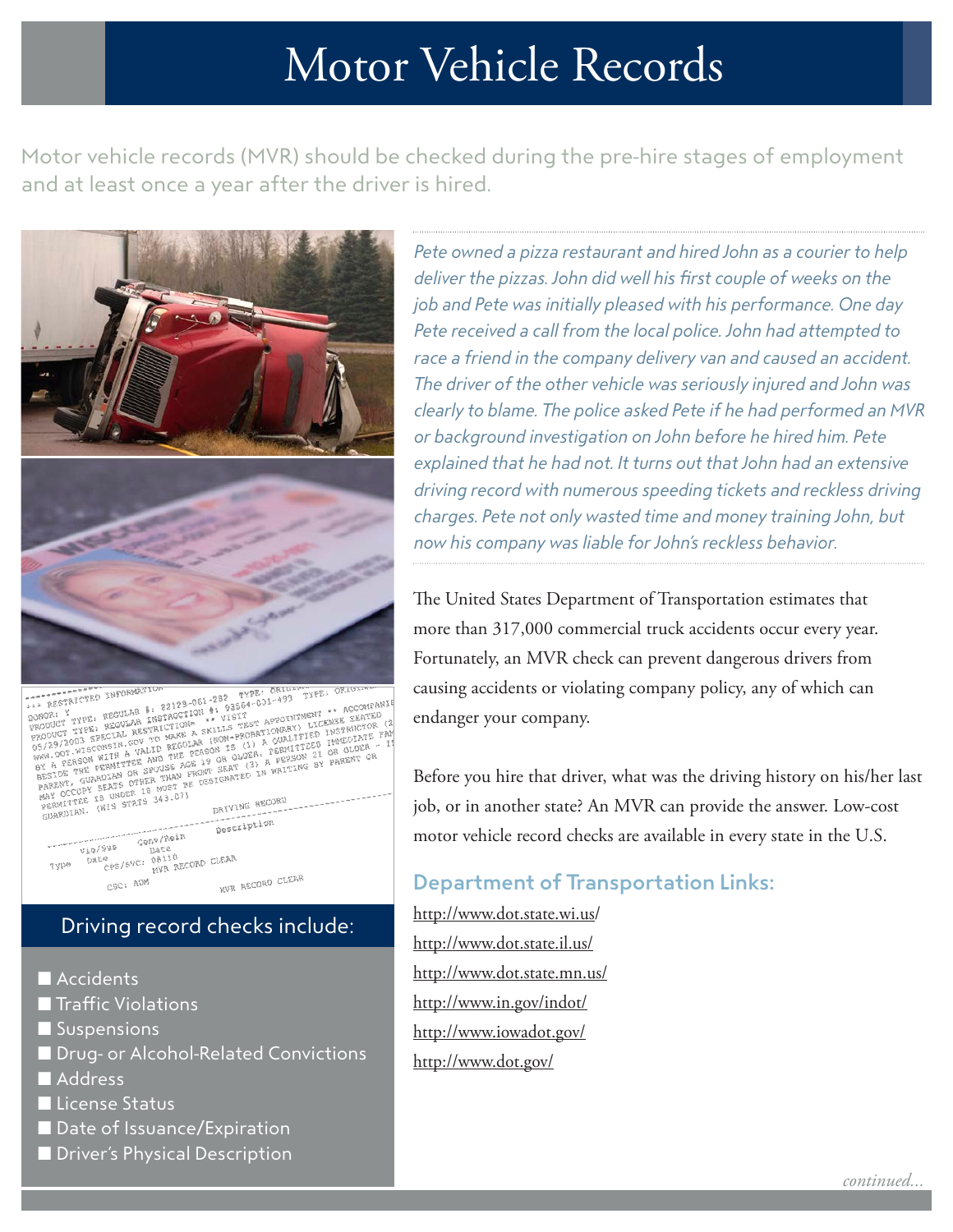# Motor Vehicle Records

Motor vehicle records (MVR) should be checked during the pre-hire stages of employment and at least once a year after the driver is hired.

*Pete owned a pizza restaurant and hired John as a courier to help deliver the pizzas. John did well his first couple of weeks on the job and Pete was initially pleased with his performance. One day Pete received a call from the local police. John had attempted to race a friend in the company delivery van and caused an accident. The driver of the other vehicle was seriously injured and John was clearly to blame. The police asked Pete if he had performed an MVR or background investigation on John before he hired him. Pete explained that he had not. It turns out that John had an extensive driving record with numerous speeding tickets and reckless driving charges. Pete not only wasted time and money training John, but now his company was liable for John's reckless behavior.*

The United States Department of Transportation estimates that more than 317,000 commercial truck accidents occur every year. Fortunately, an MVR check can prevent dangerous drivers from causing accidents or violating company policy, any of which can endanger your company.

Before you hire that driver, what was the driving history on his/her last job, or in another state? An MVR can provide the answer. Low-cost motor vehicle record checks are available in every state in the U.S.

## Department of Transportation Links:

http://www.dot.state.wi.us/
http://www.dot.state.il.us/
http://www.dot.state.mn.us/
http://www.in.gov/indot/
http://www.iowadot.gov/
http://www.dot.gov/

## Driving record checks include:

- Accidents
- Traffic Violations
- Suspensions
- Drug- or Alcohol-Related Convictions
- Address
- License Status
- Date of Issuance/Expiration
- Driver's Physical Description

*continued...*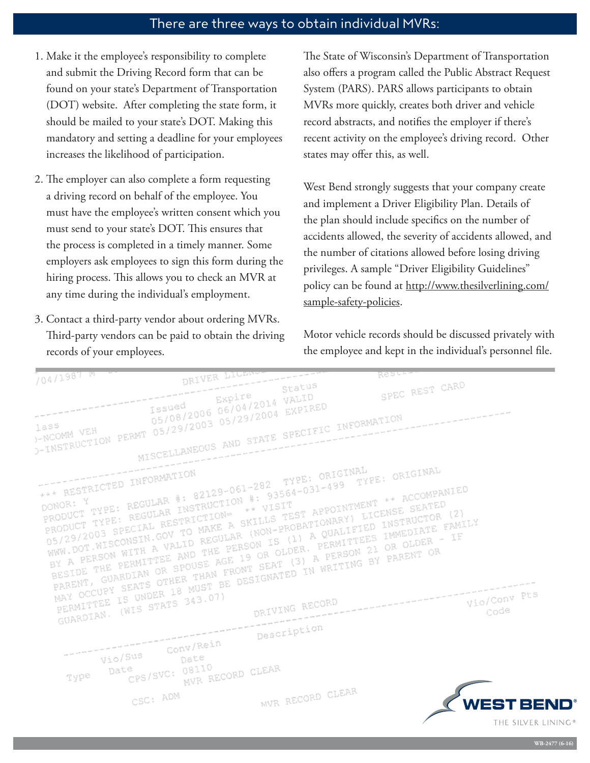## There are three ways to obtain individual MVRs:

1. Make it the employee's responsibility to complete and submit the Driving Record form that can be found on your state's Department of Transportation (DOT) website. After completing the state form, it should be mailed to your state's DOT. Making this mandatory and setting a deadline for your employees increases the likelihood of participation.
2. The employer can also complete a form requesting a driving record on behalf of the employee. You must have the employee's written consent which you must send to your state's DOT. This ensures that the process is completed in a timely manner. Some employers ask employees to sign this form during the hiring process. This allows you to check an MVR at any time during the individual's employment.
3. Contact a third-party vendor about ordering MVRs. Third-party vendors can be paid to obtain the driving records of your employees.

The State of Wisconsin's Department of Transportation also offers a program called the Public Abstract Request System (PARS). PARS allows participants to obtain MVRs more quickly, creates both driver and vehicle record abstracts, and notifies the employer if there's recent activity on the employee's driving record. Other states may offer this, as well.

West Bend strongly suggests that your company create and implement a Driver Eligibility Plan. Details of the plan should include specifics on the number of accidents allowed, the severity of accidents allowed, and the number of citations allowed before losing driving privileges. A sample "Driver Eligibility Guidelines" policy can be found at http://www.thesilverlining.com/sample-safety-policies.

Motor vehicle records should be discussed privately with the employee and kept in the individual's personnel file.

WEST BEND®
THE SILVER LINING®

WB-2477 (6-16)